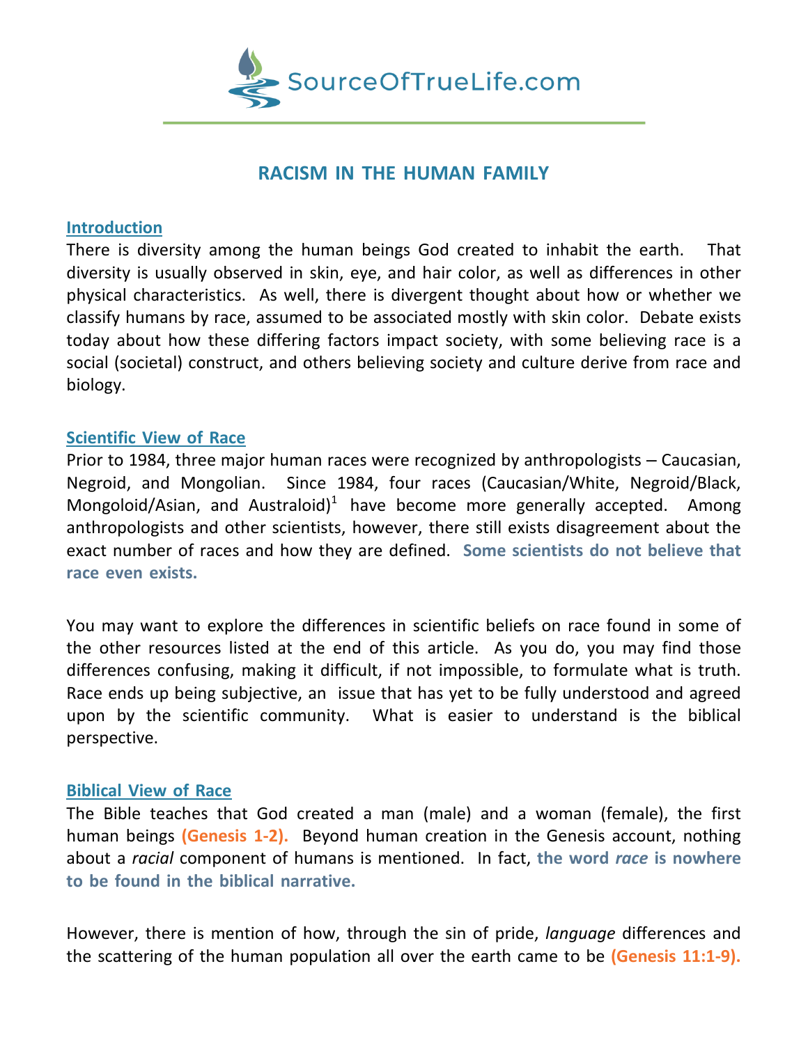SourceOfTrueLife.com

# RACISM IN THE HUMAN FAMILY

## Introduction

There is diversity among the human beings God created to inhabit the earth. That diversity is usually observed in skin, eye, and hair color, as well as differences in other physical characteristics. As well, there is divergent thought about how or whether we classify humans by race, assumed to be associated mostly with skin color. Debate exists today about how these differing factors impact society, with some believing race is a social (societal) construct, and others believing society and culture derive from race and biology.

## Scientific View of Race

Prior to 1984, three major human races were recognized by anthropologists – Caucasian, Negroid, and Mongolian. Since 1984, four races (Caucasian/White, Negroid/Black, Mongoloid/Asian, and Australoid)[1] have become more generally accepted. Among anthropologists and other scientists, however, there still exists disagreement about the exact number of races and how they are defined. **Some scientists do not believe that race even exists.**

You may want to explore the differences in scientific beliefs on race found in some of the other resources listed at the end of this article. As you do, you may find those differences confusing, making it difficult, if not impossible, to formulate what is truth. Race ends up being subjective, an issue that has yet to be fully understood and agreed upon by the scientific community. What is easier to understand is the biblical perspective.

## Biblical View of Race

The Bible teaches that God created a man (male) and a woman (female), the first human beings **(Genesis 1-2).** Beyond human creation in the Genesis account, nothing about a *racial* component of humans is mentioned. In fact, **the word *race* is nowhere to be found in the biblical narrative.**

However, there is mention of how, through the sin of pride, *language* differences and the scattering of the human population all over the earth came to be **(Genesis 11:1-9).**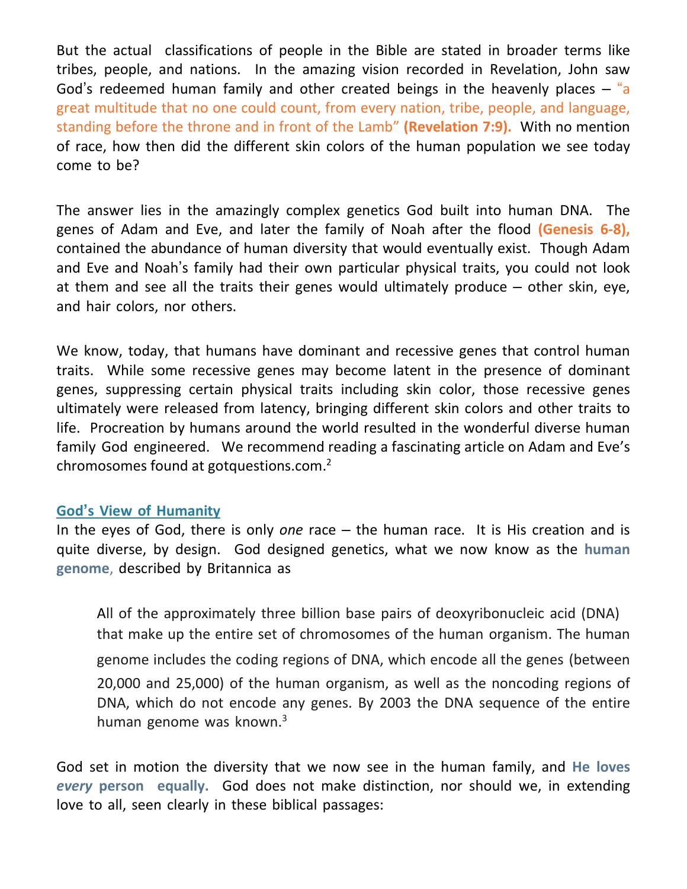But the actual classifications of people in the Bible are stated in broader terms like tribes, people, and nations. In the amazing vision recorded in Revelation, John saw God's redeemed human family and other created beings in the heavenly places – "a great multitude that no one could count, from every nation, tribe, people, and language, standing before the throne and in front of the Lamb" **(Revelation 7:9).** With no mention of race, how then did the different skin colors of the human population we see today come to be?

The answer lies in the amazingly complex genetics God built into human DNA. The genes of Adam and Eve, and later the family of Noah after the flood **(Genesis 6-8),** contained the abundance of human diversity that would eventually exist. Though Adam and Eve and Noah's family had their own particular physical traits, you could not look at them and see all the traits their genes would ultimately produce – other skin, eye, and hair colors, nor others.

We know, today, that humans have dominant and recessive genes that control human traits. While some recessive genes may become latent in the presence of dominant genes, suppressing certain physical traits including skin color, those recessive genes ultimately were released from latency, bringing different skin colors and other traits to life. Procreation by humans around the world resulted in the wonderful diverse human family God engineered. We recommend reading a fascinating article on Adam and Eve's chromosomes found at gotquestions.com.[2]

## God's View of Humanity

In the eyes of God, there is only *one* race – the human race. It is His creation and is quite diverse, by design. God designed genetics, what we now know as the **human genome,** described by Britannica as

> All of the approximately three billion base pairs of deoxyribonucleic acid (DNA) that make up the entire set of chromosomes of the human organism. The human genome includes the coding regions of DNA, which encode all the genes (between 20,000 and 25,000) of the human organism, as well as the noncoding regions of DNA, which do not encode any genes. By 2003 the DNA sequence of the entire human genome was known.[3]

God set in motion the diversity that we now see in the human family, and **He loves *every* person equally.** God does not make distinction, nor should we, in extending love to all, seen clearly in these biblical passages: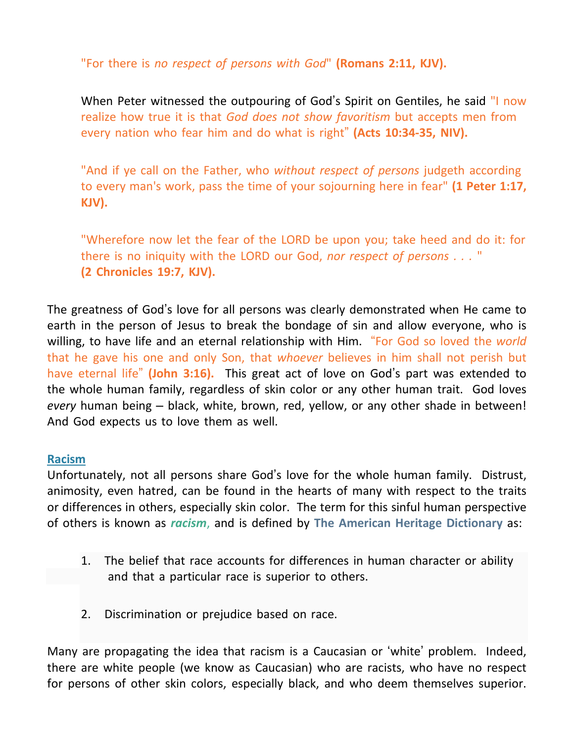> "For there is *no respect of persons with God*" **(Romans 2:11, KJV).**

> When Peter witnessed the outpouring of God's Spirit on Gentiles, he said "I now realize how true it is that *God does not show favoritism* but accepts men from every nation who fear him and do what is right" **(Acts 10:34-35, NIV).**

> "And if ye call on the Father, who *without respect of persons* judgeth according to every man's work, pass the time of your sojourning here in fear" **(1 Peter 1:17, KJV).**

> "Wherefore now let the fear of the LORD be upon you; take heed and do it: for there is no iniquity with the LORD our God, *nor respect of persons . . .* "
> **(2 Chronicles 19:7, KJV).**

The greatness of God's love for all persons was clearly demonstrated when He came to earth in the person of Jesus to break the bondage of sin and allow everyone, who is willing, to have life and an eternal relationship with Him. "For God so loved the *world* that he gave his one and only Son, that *whoever* believes in him shall not perish but have eternal life" **(John 3:16).** This great act of love on God's part was extended to the whole human family, regardless of skin color or any other human trait. God loves *every* human being – black, white, brown, red, yellow, or any other shade in between! And God expects us to love them as well.

## Racism

Unfortunately, not all persons share God's love for the whole human family. Distrust, animosity, even hatred, can be found in the hearts of many with respect to the traits or differences in others, especially skin color. The term for this sinful human perspective of others is known as ***racism***, and is defined by **The American Heritage Dictionary** as:

1. The belief that race accounts for differences in human character or ability and that a particular race is superior to others.

2. Discrimination or prejudice based on race.

Many are propagating the idea that racism is a Caucasian or 'white' problem. Indeed, there are white people (we know as Caucasian) who are racists, who have no respect for persons of other skin colors, especially black, and who deem themselves superior.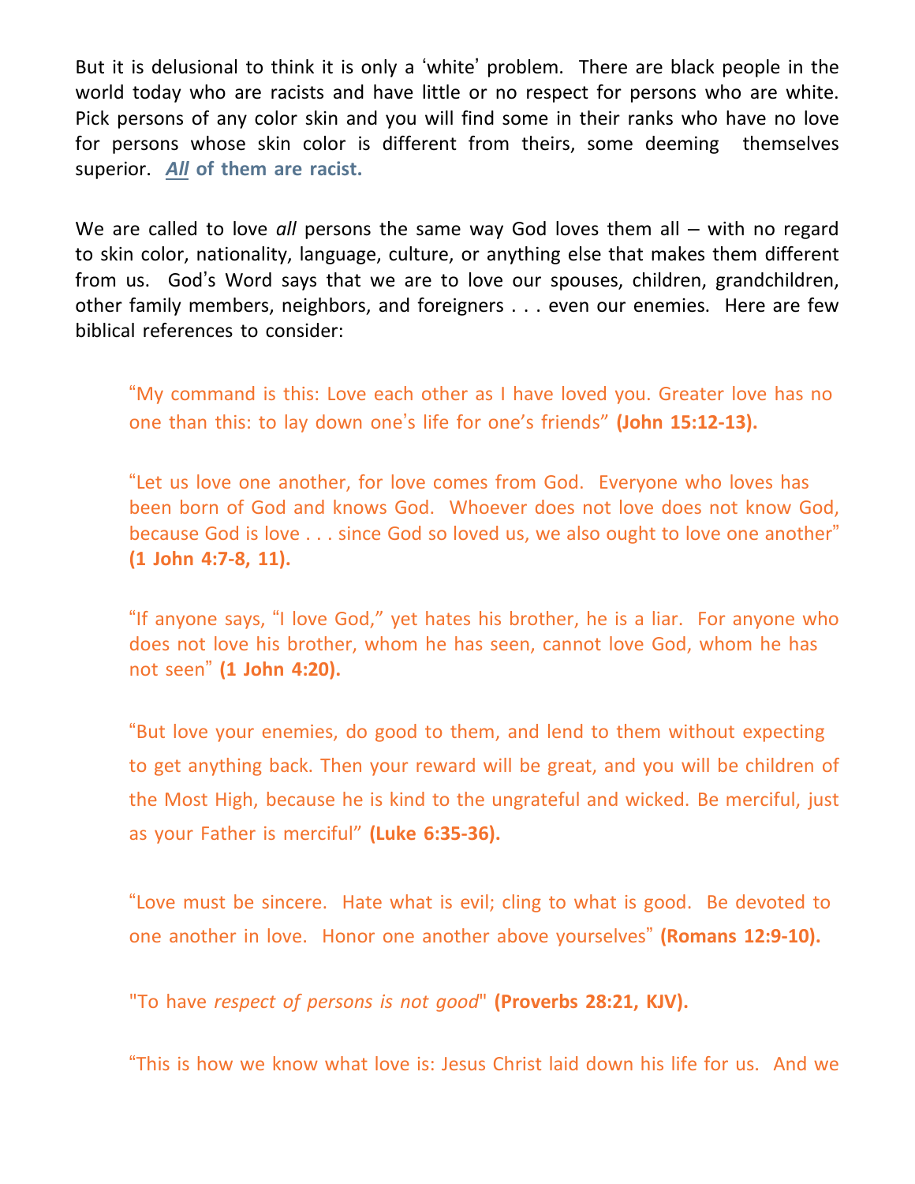But it is delusional to think it is only a 'white' problem. There are black people in the world today who are racists and have little or no respect for persons who are white. Pick persons of any color skin and you will find some in their ranks who have no love for persons whose skin color is different from theirs, some deeming themselves superior. ***All* of them are racist.**

We are called to love *all* persons the same way God loves them all – with no regard to skin color, nationality, language, culture, or anything else that makes them different from us. God's Word says that we are to love our spouses, children, grandchildren, other family members, neighbors, and foreigners . . . even our enemies. Here are few biblical references to consider:

> "My command is this: Love each other as I have loved you. Greater love has no one than this: to lay down one's life for one's friends" **(John 15:12-13).**
>
> "Let us love one another, for love comes from God. Everyone who loves has been born of God and knows God. Whoever does not love does not know God, because God is love . . . since God so loved us, we also ought to love one another" **(1 John 4:7-8, 11).**
>
> "If anyone says, "I love God," yet hates his brother, he is a liar. For anyone who does not love his brother, whom he has seen, cannot love God, whom he has not seen" **(1 John 4:20).**
>
> "But love your enemies, do good to them, and lend to them without expecting to get anything back. Then your reward will be great, and you will be children of the Most High, because he is kind to the ungrateful and wicked. Be merciful, just as your Father is merciful" **(Luke 6:35-36).**
>
> "Love must be sincere. Hate what is evil; cling to what is good. Be devoted to one another in love. Honor one another above yourselves" **(Romans 12:9-10).**
>
> "To have *respect of persons is not good*" **(Proverbs 28:21, KJV).**
>
> "This is how we know what love is: Jesus Christ laid down his life for us. And we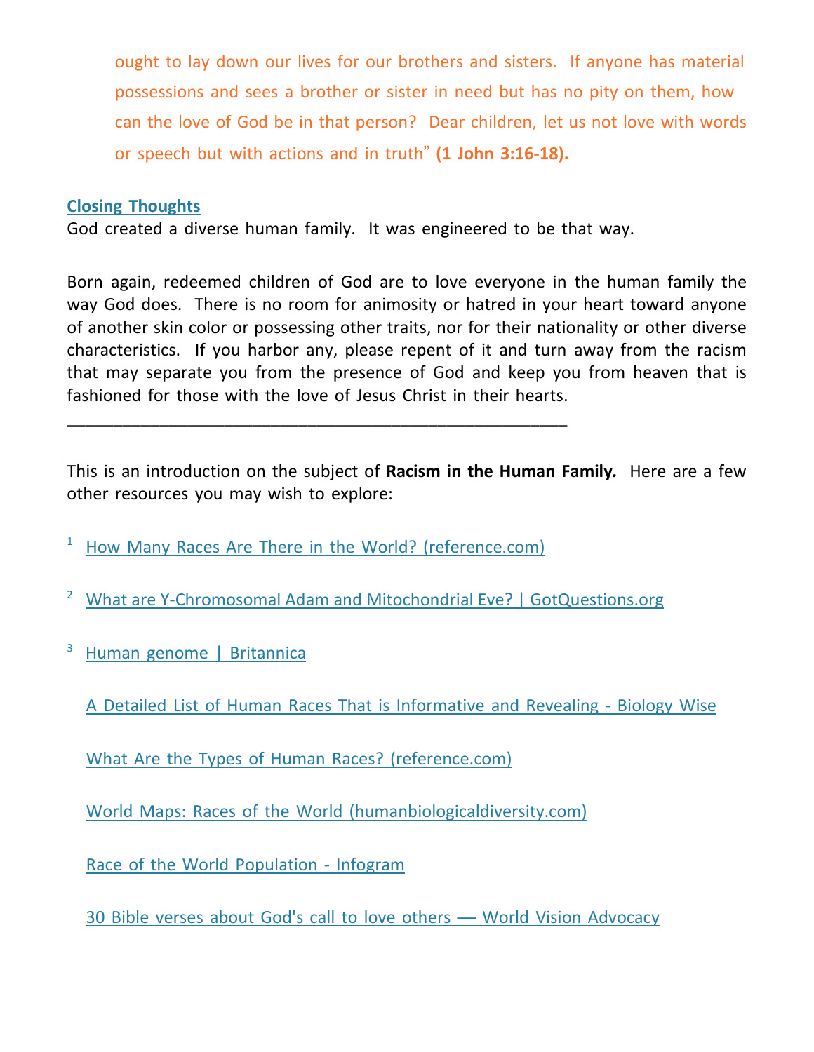ought to lay down our lives for our brothers and sisters. If anyone has material possessions and sees a brother or sister in need but has no pity on them, how can the love of God be in that person? Dear children, let us not love with words or speech but with actions and in truth" **(1 John 3:16-18).**

## Closing Thoughts

God created a diverse human family. It was engineered to be that way.

Born again, redeemed children of God are to love everyone in the human family the way God does. There is no room for animosity or hatred in your heart toward anyone of another skin color or possessing other traits, nor for their nationality or other diverse characteristics. If you harbor any, please repent of it and turn away from the racism that may separate you from the presence of God and keep you from heaven that is fashioned for those with the love of Jesus Christ in their hearts.

---

This is an introduction on the subject of **Racism in the Human Family.** Here are a few other resources you may wish to explore:

[1] How Many Races Are There in the World? (reference.com)

[2] What are Y-Chromosomal Adam and Mitochondrial Eve? | GotQuestions.org

[3] Human genome | Britannica

A Detailed List of Human Races That is Informative and Revealing - Biology Wise

What Are the Types of Human Races? (reference.com)

World Maps: Races of the World (humanbiologicaldiversity.com)

Race of the World Population - Infogram

30 Bible verses about God's call to love others — World Vision Advocacy